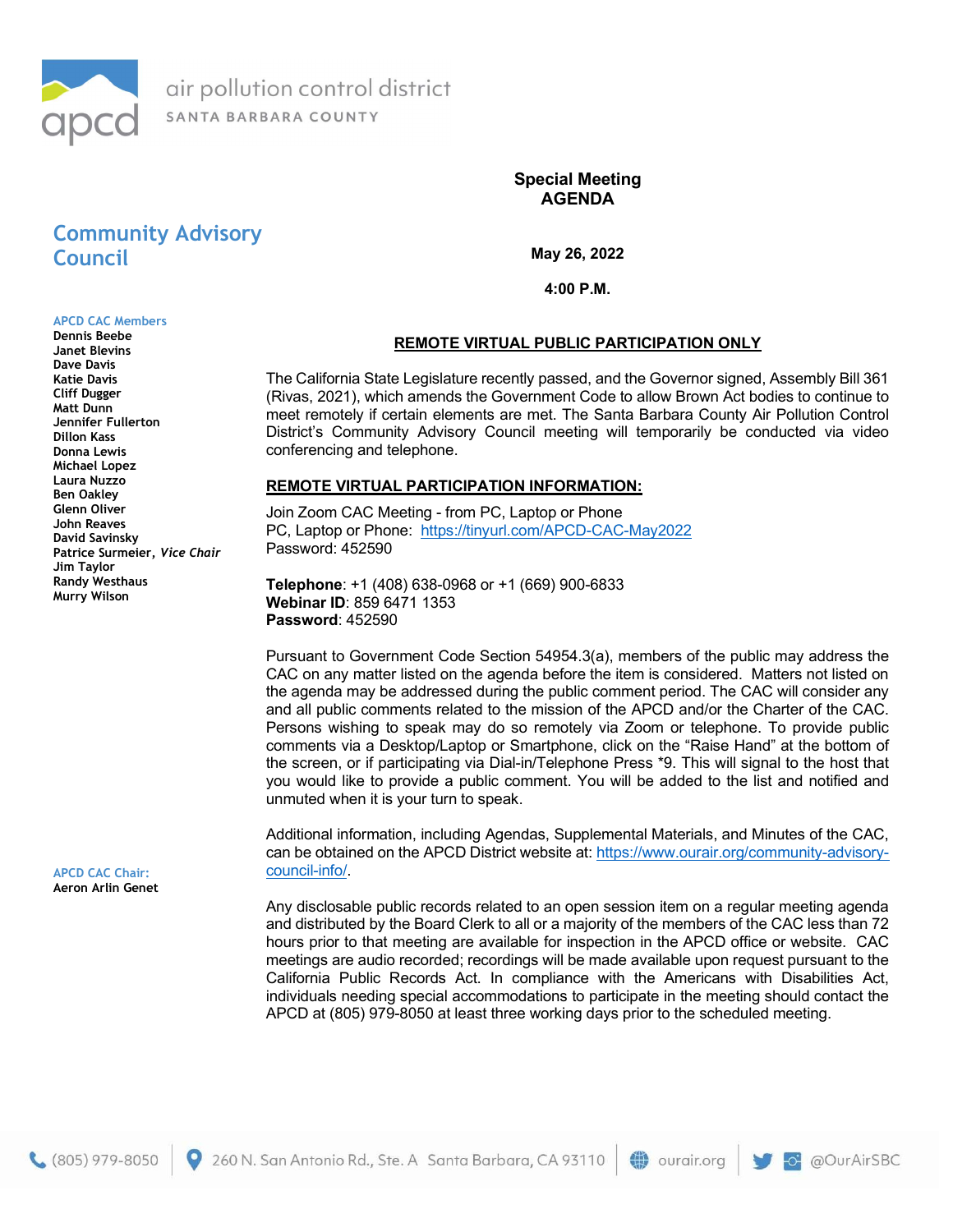air pollution control district

SANTA BARBARA COUNTY

## Community Advisory Council

**APCD CAC Members**

- Dennis Beebe
- Janet Blevins
- Dave Davis
- Katie Davis
- Cliff Dugger
- Matt Dunn
- Jennifer Fullerton
- Dillon Kass
- Donna Lewis
- Michael Lopez
- Laura Nuzzo
- Ben Oakley
- Glenn Oliver
- John Reaves
- David Savinsky
- Patrice Surmeier, *Vice Chair*
- Jim Taylor
- Randy Westhaus
- Murry Wilson

**APCD CAC Chair:**
Aeron Arlin Genet

# Special Meeting AGENDA

**May 26, 2022**

**4:00 P.M.**

**REMOTE VIRTUAL PUBLIC PARTICIPATION ONLY**

The California State Legislature recently passed, and the Governor signed, Assembly Bill 361 (Rivas, 2021), which amends the Government Code to allow Brown Act bodies to continue to meet remotely if certain elements are met. The Santa Barbara County Air Pollution Control District's Community Advisory Council meeting will temporarily be conducted via video conferencing and telephone.

**REMOTE VIRTUAL PARTICIPATION INFORMATION:**

Join Zoom CAC Meeting - from PC, Laptop or Phone
PC, Laptop or Phone: https://tinyurl.com/APCD-CAC-May2022
Password: 452590

**Telephone**: +1 (408) 638-0968 or +1 (669) 900-6833
**Webinar ID**: 859 6471 1353
**Password**: 452590

Pursuant to Government Code Section 54954.3(a), members of the public may address the CAC on any matter listed on the agenda before the item is considered. Matters not listed on the agenda may be addressed during the public comment period. The CAC will consider any and all public comments related to the mission of the APCD and/or the Charter of the CAC. Persons wishing to speak may do so remotely via Zoom or telephone. To provide public comments via a Desktop/Laptop or Smartphone, click on the "Raise Hand" at the bottom of the screen, or if participating via Dial-in/Telephone Press *9. This will signal to the host that you would like to provide a public comment. You will be added to the list and notified and unmuted when it is your turn to speak.

Additional information, including Agendas, Supplemental Materials, and Minutes of the CAC, can be obtained on the APCD District website at: https://www.ourair.org/community-advisory-council-info/.

Any disclosable public records related to an open session item on a regular meeting agenda and distributed by the Board Clerk to all or a majority of the members of the CAC less than 72 hours prior to that meeting are available for inspection in the APCD office or website. CAC meetings are audio recorded; recordings will be made available upon request pursuant to the California Public Records Act. In compliance with the Americans with Disabilities Act, individuals needing special accommodations to participate in the meeting should contact the APCD at (805) 979-8050 at least three working days prior to the scheduled meeting.

(805) 979-8050 | 260 N. San Antonio Rd., Ste. A Santa Barbara, CA 93110 | ourair.org | @OurAirSBC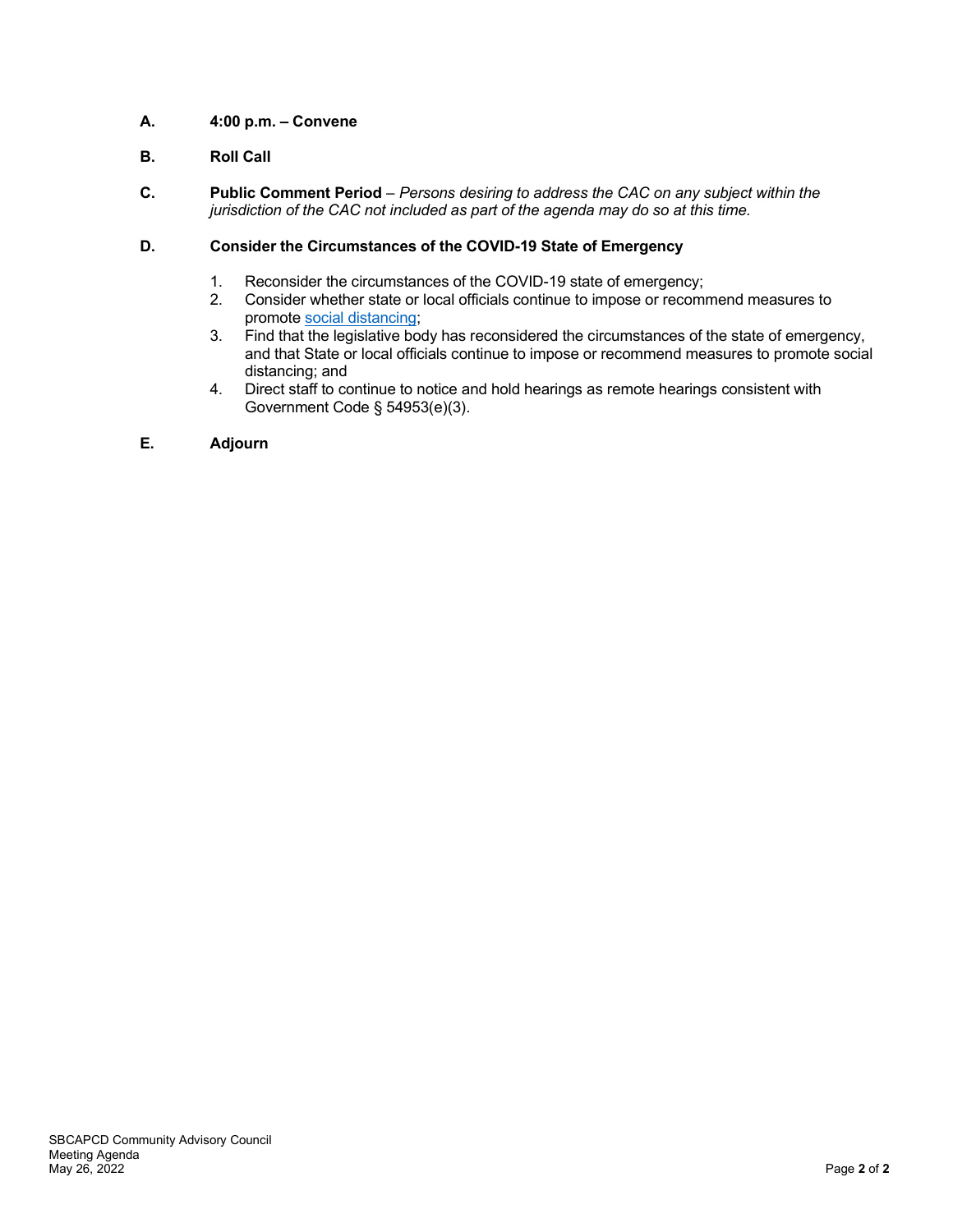**A.** **4:00 p.m. – Convene**

**B.** **Roll Call**

**C.** **Public Comment Period** – *Persons desiring to address the CAC on any subject within the jurisdiction of the CAC not included as part of the agenda may do so at this time.*

**D.** **Consider the Circumstances of the COVID-19 State of Emergency**

1. Reconsider the circumstances of the COVID-19 state of emergency;
2. Consider whether state or local officials continue to impose or recommend measures to promote social distancing;
3. Find that the legislative body has reconsidered the circumstances of the state of emergency, and that State or local officials continue to impose or recommend measures to promote social distancing; and
4. Direct staff to continue to notice and hold hearings as remote hearings consistent with Government Code § 54953(e)(3).

**E.** **Adjourn**